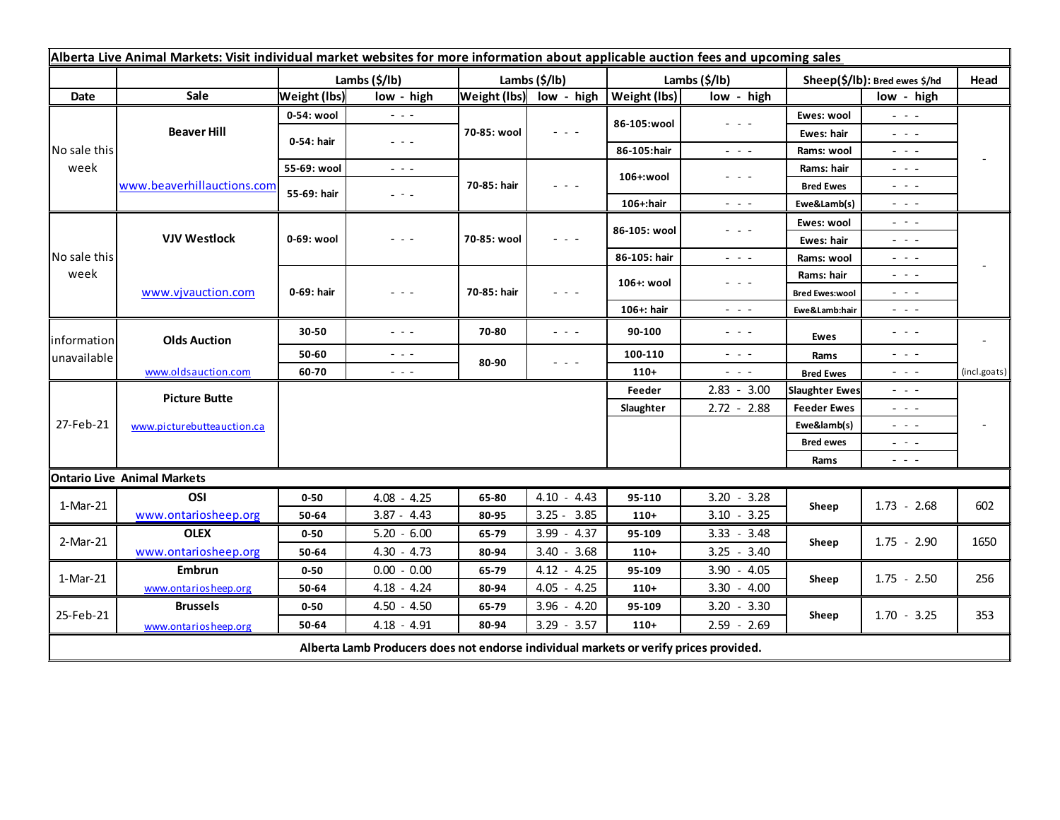**Alberta Live Animal Markets: Visit individual market websites for more information about applicable auction fees and upcoming sales**

| Date | Sale | Lambs ($/lb) | | Lambs ($/lb) | | Lambs ($/lb) | | Sheep($/lb): Bred ewes $/hd | | Head |
|---|---|---|---|---|---|---|---|---|---|---|
| | | Weight (lbs) | low - high | Weight (lbs) | low - high | Weight (lbs) | low - high | | low - high | |
| No sale this week | Beaver Hill | 0-54: wool | - - - | 70-85: wool | - - - | 86-105:wool | - - - | Ewes: wool | - - - | - |
| | | 0-54: hair | - - - | | | | | Ewes: hair | - - - | |
| | | | | | | 86-105:hair | - - - | Rams: wool | - - - | |
| | www.beaverhillauctions.com | 55-69: wool | - - - | 70-85: hair | - - - | 106+:wool | - - - | Rams: hair | - - - | |
| | | 55-69: hair | - - - | | | | | Bred Ewes | - - - | |
| | | | | | | 106+:hair | - - - | Ewe&Lamb(s) | - - - | |
| No sale this week | VJV Westlock | 0-69: wool | - - - | 70-85: wool | - - - | 86-105: wool | - - - | Ewes: wool | - - - | - |
| | | | | | | | | Ewes: hair | - - - | |
| | | | | | | 86-105: hair | - - - | Rams: wool | - - - | |
| | www.vjvauction.com | 0-69: hair | - - - | 70-85: hair | - - - | 106+: wool | - - - | Rams: hair | - - - | |
| | | | | | | | | Bred Ewes:wool | - - - | |
| | | | | | | 106+: hair | - - - | Ewe&Lamb:hair | - - - | |
| information unavailable | Olds Auction | 30-50 | - - - | 70-80 | - - - | 90-100 | - - - | Ewes | - - - | - |
| | | 50-60 | - - - | 80-90 | - - - | 100-110 | - - - | Rams | - - - | |
| | www.oldsauction.com | 60-70 | - - - | | | 110+ | - - - | Bred Ewes | - - - | (incl.goats) |
| 27-Feb-21 | Picture Butte | | | | | Feeder | 2.83 - 3.00 | Slaughter Ewes | - - - | - |
| | www.picturebutteauction.ca | | | | | Slaughter | 2.72 - 2.88 | Feeder Ewes | - - - | |
| | | | | | | | | Ewe&lamb(s) | - - - | |
| | | | | | | | | Bred ewes | - - - | |
| | | | | | | | | Rams | - - - | |
| **Ontario Live Animal Markets** | | | | | | | | | | |
| 1-Mar-21 | OSI www.ontariosheep.org | 0-50 | 4.08 - 4.25 | 65-80 | 4.10 - 4.43 | 95-110 | 3.20 - 3.28 | Sheep | 1.73 - 2.68 | 602 |
| | | 50-64 | 3.87 - 4.43 | 80-95 | 3.25 - 3.85 | 110+ | 3.10 - 3.25 | | | |
| 2-Mar-21 | OLEX www.ontariosheep.org | 0-50 | 5.20 - 6.00 | 65-79 | 3.99 - 4.37 | 95-109 | 3.33 - 3.48 | Sheep | 1.75 - 2.90 | 1650 |
| | | 50-64 | 4.30 - 4.73 | 80-94 | 3.40 - 3.68 | 110+ | 3.25 - 3.40 | | | |
| 1-Mar-21 | Embrun www.ontariosheep.org | 0-50 | 0.00 - 0.00 | 65-79 | 4.12 - 4.25 | 95-109 | 3.90 - 4.05 | Sheep | 1.75 - 2.50 | 256 |
| | | 50-64 | 4.18 - 4.24 | 80-94 | 4.05 - 4.25 | 110+ | 3.30 - 4.00 | | | |
| 25-Feb-21 | Brussels www.ontariosheep.org | 0-50 | 4.50 - 4.50 | 65-79 | 3.96 - 4.20 | 95-109 | 3.20 - 3.30 | Sheep | 1.70 - 3.25 | 353 |
| | | 50-64 | 4.18 - 4.91 | 80-94 | 3.29 - 3.57 | 110+ | 2.59 - 2.69 | | | |

**Alberta Lamb Producers does not endorse individual markets or verify prices provided.**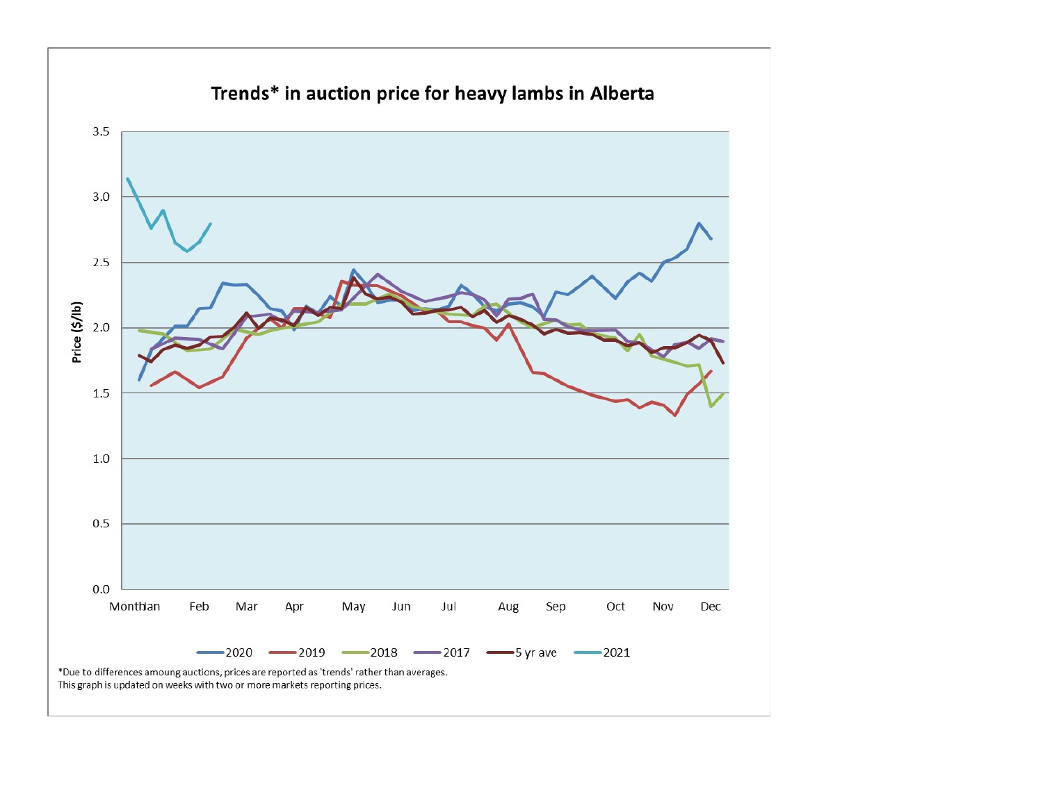## Trends* in auction price for heavy lambs in Alberta

Price ($/lb)

3.5
3.0
2.5
2.0
1.5
1.0
0.5
0.0

Month Jan Feb Mar Apr May Jun Jul Aug Sep Oct Nov Dec

2020 2019 2018 2017 5 yr ave 2021

*Due to differences amoung auctions, prices are reported as 'trends' rather than averages.
This graph is updated on weeks with two or more markets reporting prices.